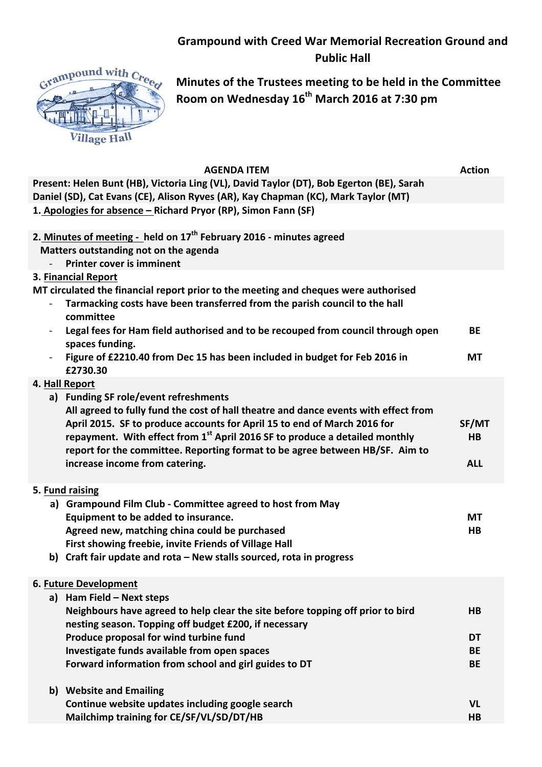# Grampound with Creed War Memorial Recreation Ground and Public Hall

## Minutes of the Trustees meeting to be held in the Committee Room on Wednesday 16th March 2016 at 7:30 pm

| AGENDA ITEM | Action |
|---|---|
| **Present: Helen Bunt (HB), Victoria Ling (VL), David Taylor (DT), Bob Egerton (BE), Sarah Daniel (SD), Cat Evans (CE), Alison Ryves (AR), Kay Chapman (KC), Mark Taylor (MT)** | |
| **1. Apologies for absence – Richard Pryor (RP), Simon Fann (SF)** | |
| **2. Minutes of meeting - held on 17th February 2016 - minutes agreed** | |
| **Matters outstanding not on the agenda** | |
| - **Printer cover is imminent** | |
| **3. Financial Report** | |
| **MT circulated the financial report prior to the meeting and cheques were authorised** | |
| - **Tarmacking costs have been transferred from the parish council to the hall committee** | |
| - **Legal fees for Ham field authorised and to be recouped from council through open spaces funding.** | **BE** |
| - **Figure of £2210.40 from Dec 15 has been included in budget for Feb 2016 in £2730.30** | **MT** |
| **4. Hall Report** | |
| **a) Funding SF role/event refreshments** | |
| **All agreed to fully fund the cost of hall theatre and dance events with effect from April 2015. SF to produce accounts for April 15 to end of March 2016 for repayment.** | **SF/MT** |
| **With effect from 1st April 2016 SF to produce a detailed monthly report for the committee. Reporting format to be agree between HB/SF.** | **HB** |
| **Aim to increase income from catering.** | **ALL** |
| **5. Fund raising** | |
| **a) Grampound Film Club - Committee agreed to host from May** | |
| **Equipment to be added to insurance.** | **MT** |
| **Agreed new, matching china could be purchased** | **HB** |
| **First showing freebie, invite Friends of Village Hall** | |
| **b) Craft fair update and rota – New stalls sourced, rota in progress** | |
| **6. Future Development** | |
| **a) Ham Field – Next steps** | |
| **Neighbours have agreed to help clear the site before topping off prior to bird nesting season. Topping off budget £200, if necessary** | **HB** |
| **Produce proposal for wind turbine fund** | **DT** |
| **Investigate funds available from open spaces** | **BE** |
| **Forward information from school and girl guides to DT** | **BE** |
| **b) Website and Emailing** | |
| **Continue website updates including google search** | **VL** |
| **Mailchimp training for CE/SF/VL/SD/DT/HB** | **HB** |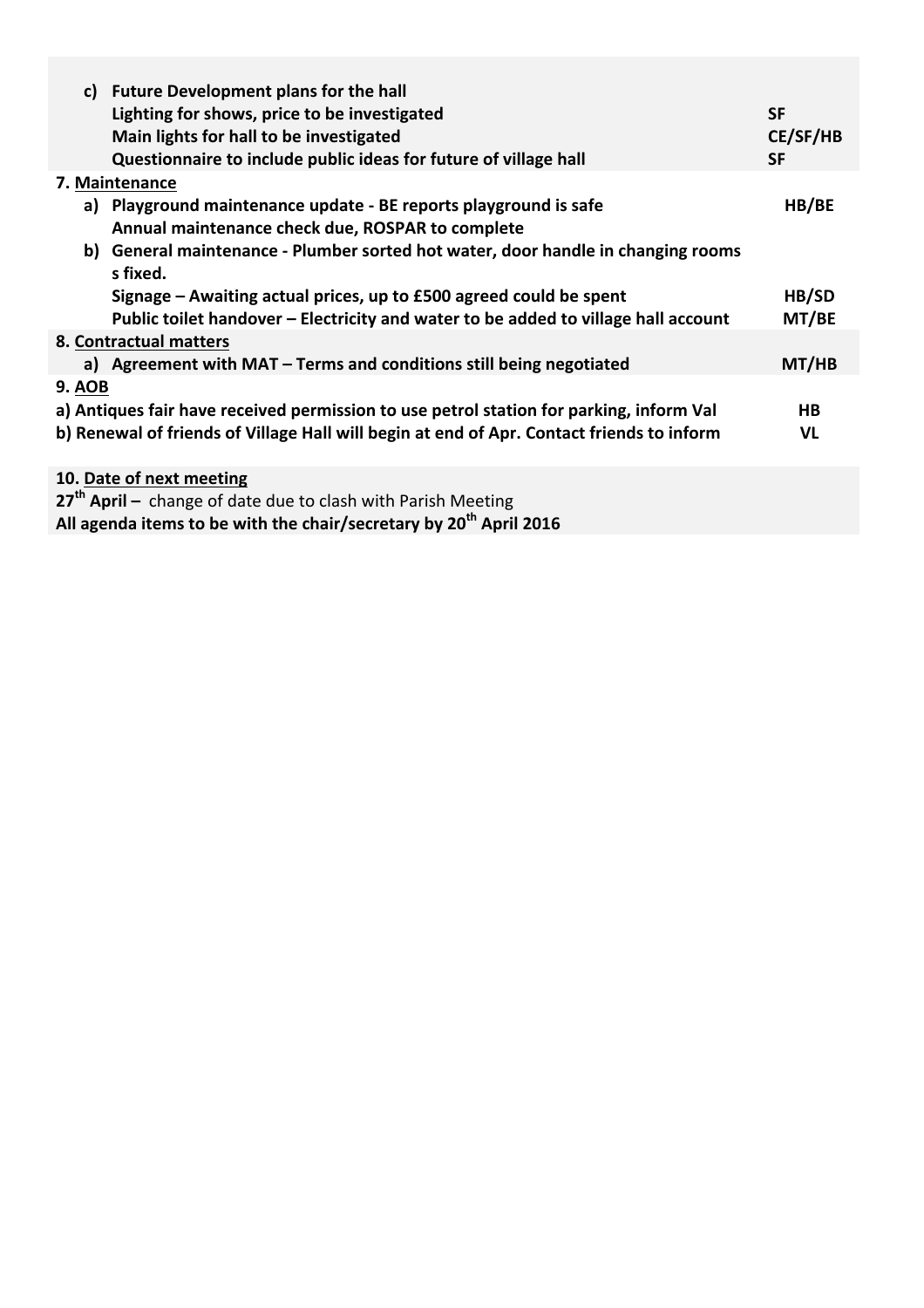| | |
|---|---|
| **c) Future Development plans for the hall** | |
| **Lighting for shows, price to be investigated** | **SF** |
| **Main lights for hall to be investigated** | **CE/SF/HB** |
| **Questionnaire to include public ideas for future of village hall** | **SF** |
| **7. <u>Maintenance</u>** | |
| **a) Playground maintenance update - BE reports playground is safe** | **HB/BE** |
| **Annual maintenance check due, ROSPAR to complete** | |
| **b) General maintenance - Plumber sorted hot water, door handle in changing rooms s fixed.** | |
| **Signage – Awaiting actual prices, up to £500 agreed could be spent** | **HB/SD** |
| **Public toilet handover – Electricity and water to be added to village hall account** | **MT/BE** |
| **8. <u>Contractual matters</u>** | |
| **a) Agreement with MAT – Terms and conditions still being negotiated** | **MT/HB** |
| **9. <u>AOB</u>** | |
| **a) Antiques fair have received permission to use petrol station for parking, inform Val** | **HB** |
| **b) Renewal of friends of Village Hall will begin at end of Apr. Contact friends to inform** | **VL** |

**10. <u>Date of next meeting</u>**

**27th April –** change of date due to clash with Parish Meeting

**All agenda items to be with the chair/secretary by 20th April 2016**